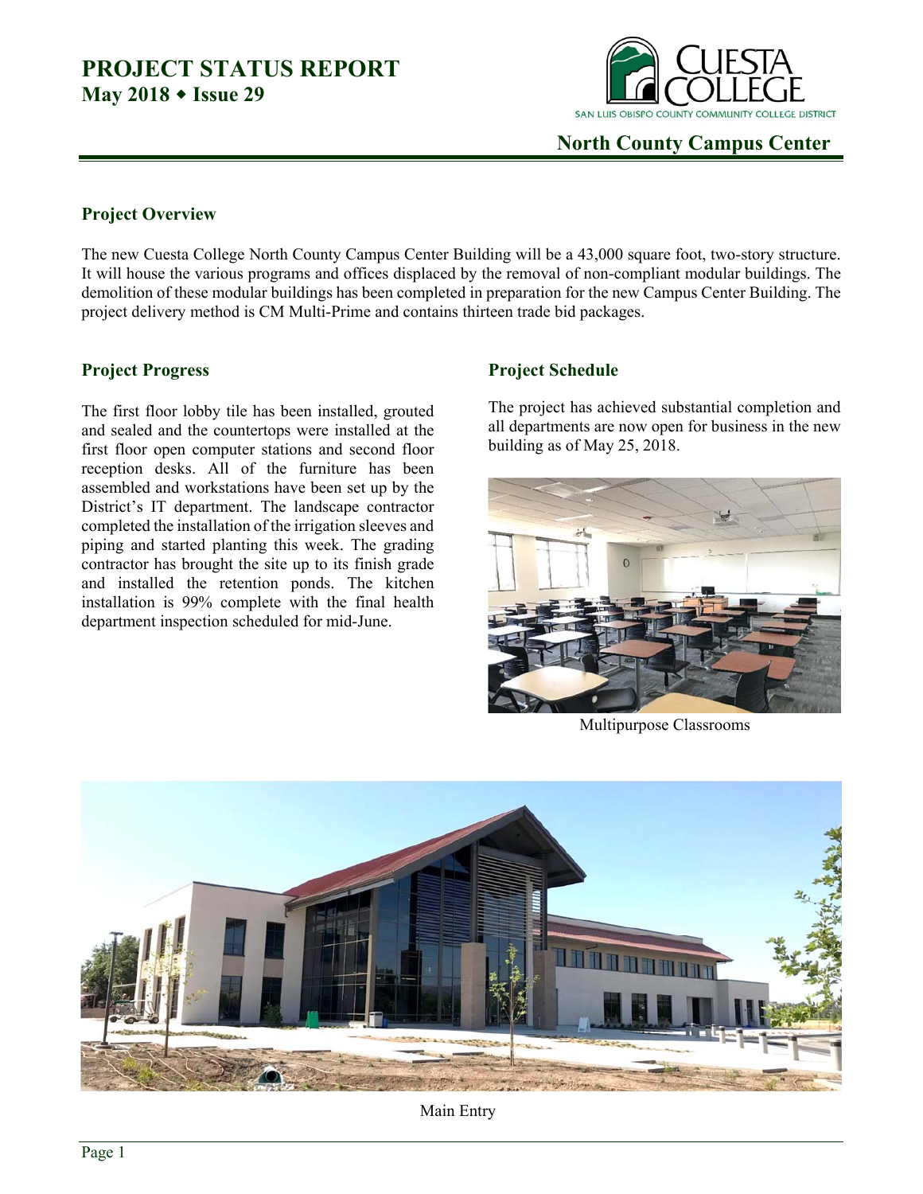# PROJECT STATUS REPORT

**May 2018 ◆ Issue 29**

CUESTA COLLEGE
SAN LUIS OBISPO COUNTY COMMUNITY COLLEGE DISTRICT

## North County Campus Center

### Project Overview

The new Cuesta College North County Campus Center Building will be a 43,000 square foot, two-story structure. It will house the various programs and offices displaced by the removal of non-compliant modular buildings. The demolition of these modular buildings has been completed in preparation for the new Campus Center Building. The project delivery method is CM Multi-Prime and contains thirteen trade bid packages.

### Project Progress

The first floor lobby tile has been installed, grouted and sealed and the countertops were installed at the first floor open computer stations and second floor reception desks. All of the furniture has been assembled and workstations have been set up by the District's IT department. The landscape contractor completed the installation of the irrigation sleeves and piping and started planting this week. The grading contractor has brought the site up to its finish grade and installed the retention ponds. The kitchen installation is 99% complete with the final health department inspection scheduled for mid-June.

### Project Schedule

The project has achieved substantial completion and all departments are now open for business in the new building as of May 25, 2018.

Multipurpose Classrooms

Main Entry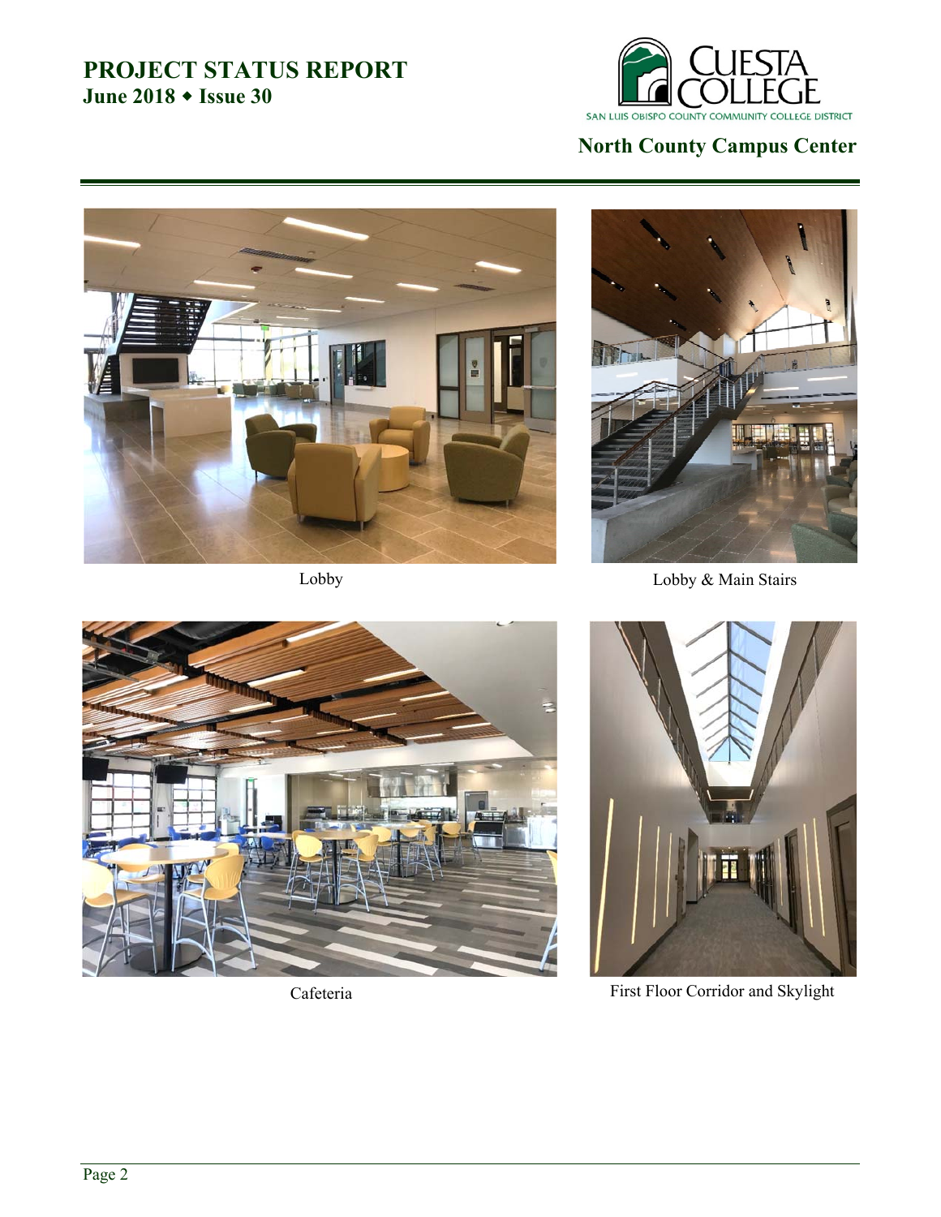Lobby

Lobby & Main Stairs

Cafeteria

First Floor Corridor and Skylight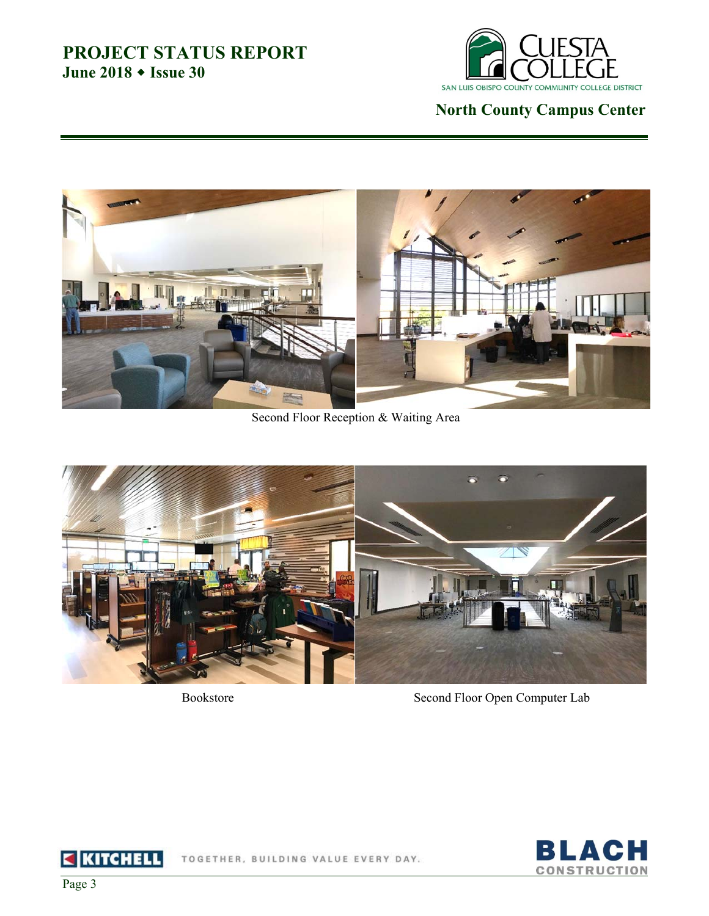Second Floor Reception & Waiting Area

Bookstore

Second Floor Open Computer Lab